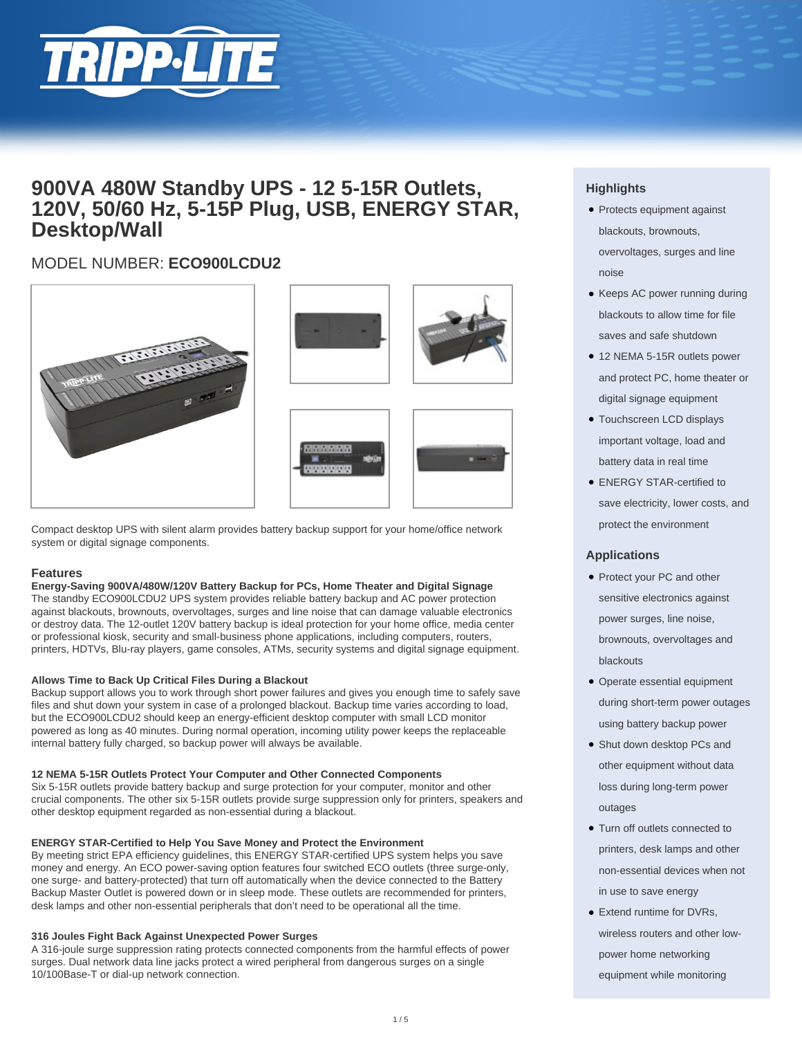# 900VA 480W Standby UPS - 12 5-15R Outlets, 120V, 50/60 Hz, 5-15P Plug, USB, ENERGY STAR, Desktop/Wall

MODEL NUMBER: **ECO900LCDU2**

Compact desktop UPS with silent alarm provides battery backup support for your home/office network system or digital signage components.

## Features

**Energy-Saving 900VA/480W/120V Battery Backup for PCs, Home Theater and Digital Signage**

The standby ECO900LCDU2 UPS system provides reliable battery backup and AC power protection against blackouts, brownouts, overvoltages, surges and line noise that can damage valuable electronics or destroy data. The 12-outlet 120V battery backup is ideal protection for your home office, media center or professional kiosk, security and small-business phone applications, including computers, routers, printers, HDTVs, Blu-ray players, game consoles, ATMs, security systems and digital signage equipment.

**Allows Time to Back Up Critical Files During a Blackout**

Backup support allows you to work through short power failures and gives you enough time to safely save files and shut down your system in case of a prolonged blackout. Backup time varies according to load, but the ECO900LCDU2 should keep an energy-efficient desktop computer with small LCD monitor powered as long as 40 minutes. During normal operation, incoming utility power keeps the replaceable internal battery fully charged, so backup power will always be available.

**12 NEMA 5-15R Outlets Protect Your Computer and Other Connected Components**

Six 5-15R outlets provide battery backup and surge protection for your computer, monitor and other crucial components. The other six 5-15R outlets provide surge suppression only for printers, speakers and other desktop equipment regarded as non-essential during a blackout.

**ENERGY STAR-Certified to Help You Save Money and Protect the Environment**

By meeting strict EPA efficiency guidelines, this ENERGY STAR-certified UPS system helps you save money and energy. An ECO power-saving option features four switched ECO outlets (three surge-only, one surge- and battery-protected) that turn off automatically when the device connected to the Battery Backup Master Outlet is powered down or in sleep mode. These outlets are recommended for printers, desk lamps and other non-essential peripherals that don't need to be operational all the time.

**316 Joules Fight Back Against Unexpected Power Surges**

A 316-joule surge suppression rating protects connected components from the harmful effects of power surges. Dual network data line jacks protect a wired peripheral from dangerous surges on a single 10/100Base-T or dial-up network connection.

## Highlights

- Protects equipment against blackouts, brownouts, overvoltages, surges and line noise
- Keeps AC power running during blackouts to allow time for file saves and safe shutdown
- 12 NEMA 5-15R outlets power and protect PC, home theater or digital signage equipment
- Touchscreen LCD displays important voltage, load and battery data in real time
- ENERGY STAR-certified to save electricity, lower costs, and protect the environment

## Applications

- Protect your PC and other sensitive electronics against power surges, line noise, brownouts, overvoltages and blackouts
- Operate essential equipment during short-term power outages using battery backup power
- Shut down desktop PCs and other equipment without data loss during long-term power outages
- Turn off outlets connected to printers, desk lamps and other non-essential devices when not in use to save energy
- Extend runtime for DVRs, wireless routers and other low-power home networking equipment while monitoring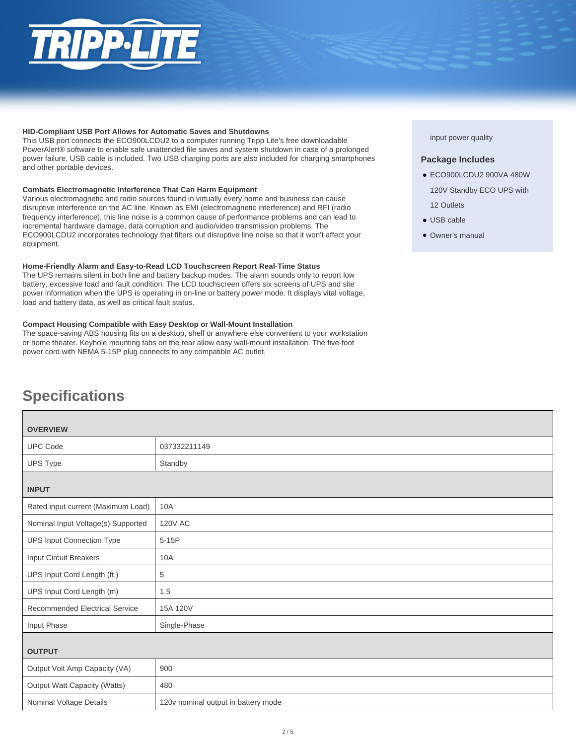**HID-Compliant USB Port Allows for Automatic Saves and Shutdowns**
This USB port connects the ECO900LCDU2 to a computer running Tripp Lite's free downloadable PowerAlert® software to enable safe unattended file saves and system shutdown in case of a prolonged power failure. USB cable is included. Two USB charging ports are also included for charging smartphones and other portable devices.

**Combats Electromagnetic Interference That Can Harm Equipment**
Various electromagnetic and radio sources found in virtually every home and business can cause disruptive interference on the AC line. Known as EMI (electromagnetic interference) and RFI (radio frequency interference), this line noise is a common cause of performance problems and can lead to incremental hardware damage, data corruption and audio/video transmission problems. The ECO900LCDU2 incorporates technology that filters out disruptive line noise so that it won't affect your equipment.

**Home-Friendly Alarm and Easy-to-Read LCD Touchscreen Report Real-Time Status**
The UPS remains silent in both line and battery backup modes. The alarm sounds only to report low battery, excessive load and fault condition. The LCD touchscreen offers six screens of UPS and site power information when the UPS is operating in on-line or battery power mode. It displays vital voltage, load and battery data, as well as critical fault status.

**Compact Housing Compatible with Easy Desktop or Wall-Mount Installation**
The space-saving ABS housing fits on a desktop, shelf or anywhere else convenient to your workstation or home theater. Keyhole mounting tabs on the rear allow easy wall-mount installation. The five-foot power cord with NEMA 5-15P plug connects to any compatible AC outlet.

input power quality

### Package Includes

- ECO900LCDU2 900VA 480W 120V Standby ECO UPS with 12 Outlets
- USB cable
- Owner's manual

## Specifications

| **OVERVIEW** | |
|---|---|
| UPC Code | 037332211149 |
| UPS Type | Standby |
| **INPUT** | |
| Rated input current (Maximum Load) | 10A |
| Nominal Input Voltage(s) Supported | 120V AC |
| UPS Input Connection Type | 5-15P |
| Input Circuit Breakers | 10A |
| UPS Input Cord Length (ft.) | 5 |
| UPS Input Cord Length (m) | 1.5 |
| Recommended Electrical Service | 15A 120V |
| Input Phase | Single-Phase |
| **OUTPUT** | |
| Output Volt Amp Capacity (VA) | 900 |
| Output Watt Capacity (Watts) | 480 |
| Nominal Voltage Details | 120v nominal output in battery mode |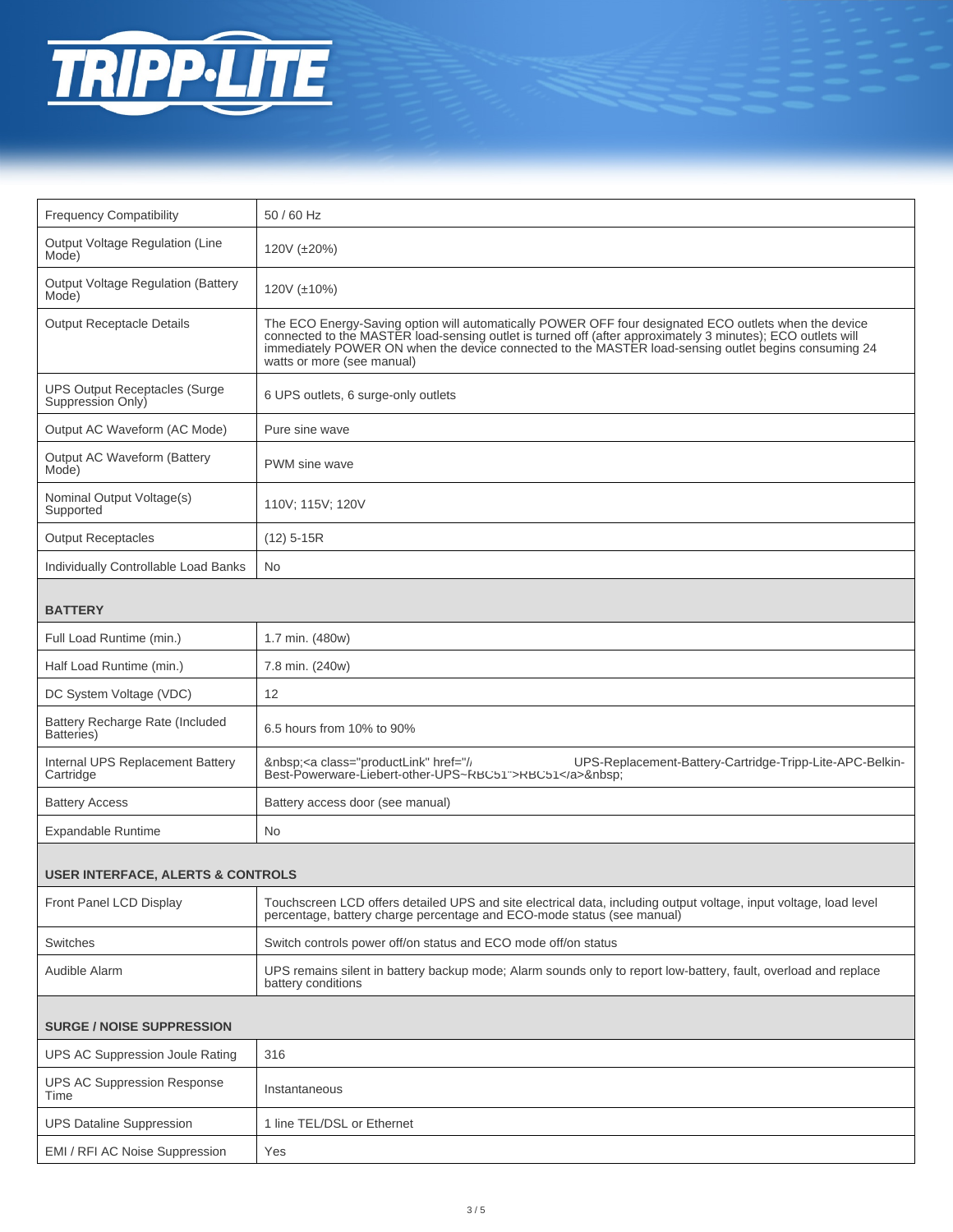| | |
|---|---|
| Frequency Compatibility | 50 / 60 Hz |
| Output Voltage Regulation (Line Mode) | 120V (±20%) |
| Output Voltage Regulation (Battery Mode) | 120V (±10%) |
| Output Receptacle Details | The ECO Energy-Saving option will automatically POWER OFF four designated ECO outlets when the device connected to the MASTER load-sensing outlet is turned off (after approximately 3 minutes); ECO outlets will immediately POWER ON when the device connected to the MASTER load-sensing outlet begins consuming 24 watts or more (see manual) |
| UPS Output Receptacles (Surge Suppression Only) | 6 UPS outlets, 6 surge-only outlets |
| Output AC Waveform (AC Mode) | Pure sine wave |
| Output AC Waveform (Battery Mode) | PWM sine wave |
| Nominal Output Voltage(s) Supported | 110V; 115V; 120V |
| Output Receptacles | (12) 5-15R |
| Individually Controllable Load Banks | No |
| **BATTERY** | |
| Full Load Runtime (min.) | 1.7 min. (480w) |
| Half Load Runtime (min.) | 7.8 min. (240w) |
| DC System Voltage (VDC) | 12 |
| Battery Recharge Rate (Included Batteries) | 6.5 hours from 10% to 90% |
| Internal UPS Replacement Battery Cartridge | &nbsp;<a class="productLink" href="/UPS-Replacement-Battery-Cartridge-Tripp-Lite-APC-Belkin-Best-Powerware-Liebert-other-UPS~RBC51">RBC51</a>&nbsp; |
| Battery Access | Battery access door (see manual) |
| Expandable Runtime | No |
| **USER INTERFACE, ALERTS & CONTROLS** | |
| Front Panel LCD Display | Touchscreen LCD offers detailed UPS and site electrical data, including output voltage, input voltage, load level percentage, battery charge percentage and ECO-mode status (see manual) |
| Switches | Switch controls power off/on status and ECO mode off/on status |
| Audible Alarm | UPS remains silent in battery backup mode; Alarm sounds only to report low-battery, fault, overload and replace battery conditions |
| **SURGE / NOISE SUPPRESSION** | |
| UPS AC Suppression Joule Rating | 316 |
| UPS AC Suppression Response Time | Instantaneous |
| UPS Dataline Suppression | 1 line TEL/DSL or Ethernet |
| EMI / RFI AC Noise Suppression | Yes |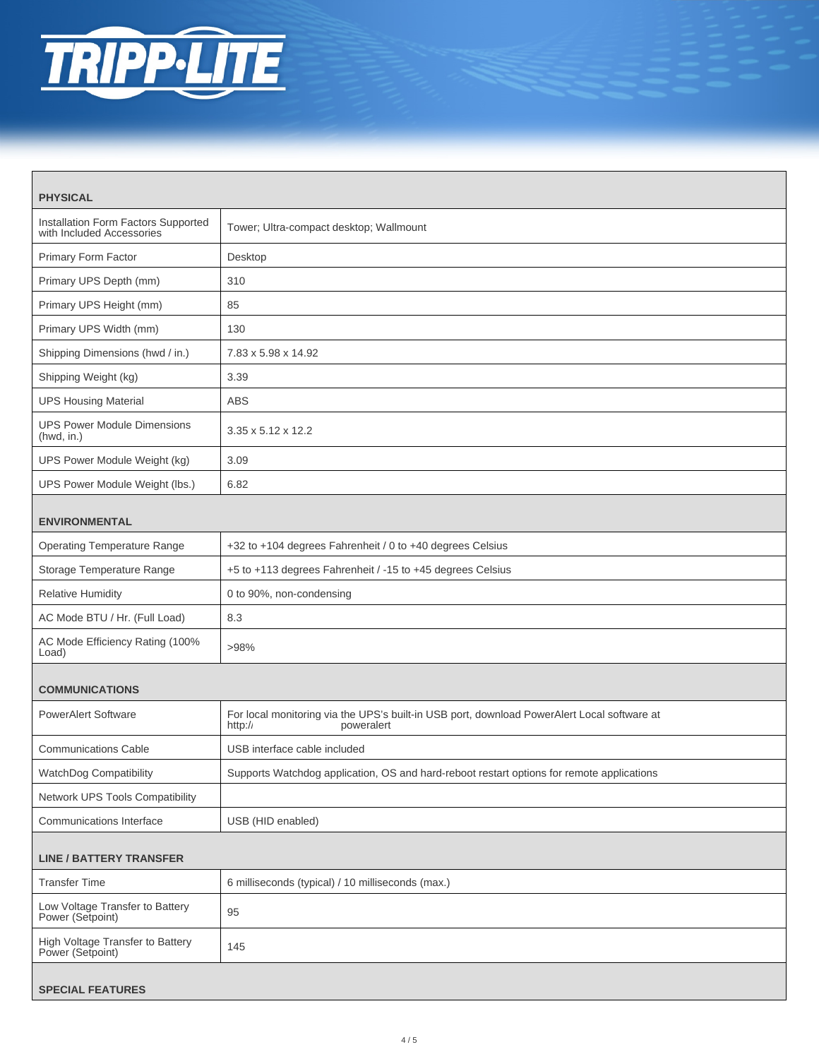| PHYSICAL | |
|---|---|
| Installation Form Factors Supported with Included Accessories | Tower; Ultra-compact desktop; Wallmount |
| Primary Form Factor | Desktop |
| Primary UPS Depth (mm) | 310 |
| Primary UPS Height (mm) | 85 |
| Primary UPS Width (mm) | 130 |
| Shipping Dimensions (hwd / in.) | 7.83 x 5.98 x 14.92 |
| Shipping Weight (kg) | 3.39 |
| UPS Housing Material | ABS |
| UPS Power Module Dimensions (hwd, in.) | 3.35 x 5.12 x 12.2 |
| UPS Power Module Weight (kg) | 3.09 |
| UPS Power Module Weight (lbs.) | 6.82 |

| ENVIRONMENTAL | |
|---|---|
| Operating Temperature Range | +32 to +104 degrees Fahrenheit / 0 to +40 degrees Celsius |
| Storage Temperature Range | +5 to +113 degrees Fahrenheit / -15 to +45 degrees Celsius |
| Relative Humidity | 0 to 90%, non-condensing |
| AC Mode BTU / Hr. (Full Load) | 8.3 |
| AC Mode Efficiency Rating (100% Load) | >98% |

| COMMUNICATIONS | |
|---|---|
| PowerAlert Software | For local monitoring via the UPS's built-in USB port, download PowerAlert Local software at http:// poweralert |
| Communications Cable | USB interface cable included |
| WatchDog Compatibility | Supports Watchdog application, OS and hard-reboot restart options for remote applications |
| Network UPS Tools Compatibility | |
| Communications Interface | USB (HID enabled) |

| LINE / BATTERY TRANSFER | |
|---|---|
| Transfer Time | 6 milliseconds (typical) / 10 milliseconds (max.) |
| Low Voltage Transfer to Battery Power (Setpoint) | 95 |
| High Voltage Transfer to Battery Power (Setpoint) | 145 |

| SPECIAL FEATURES | |
|---|---|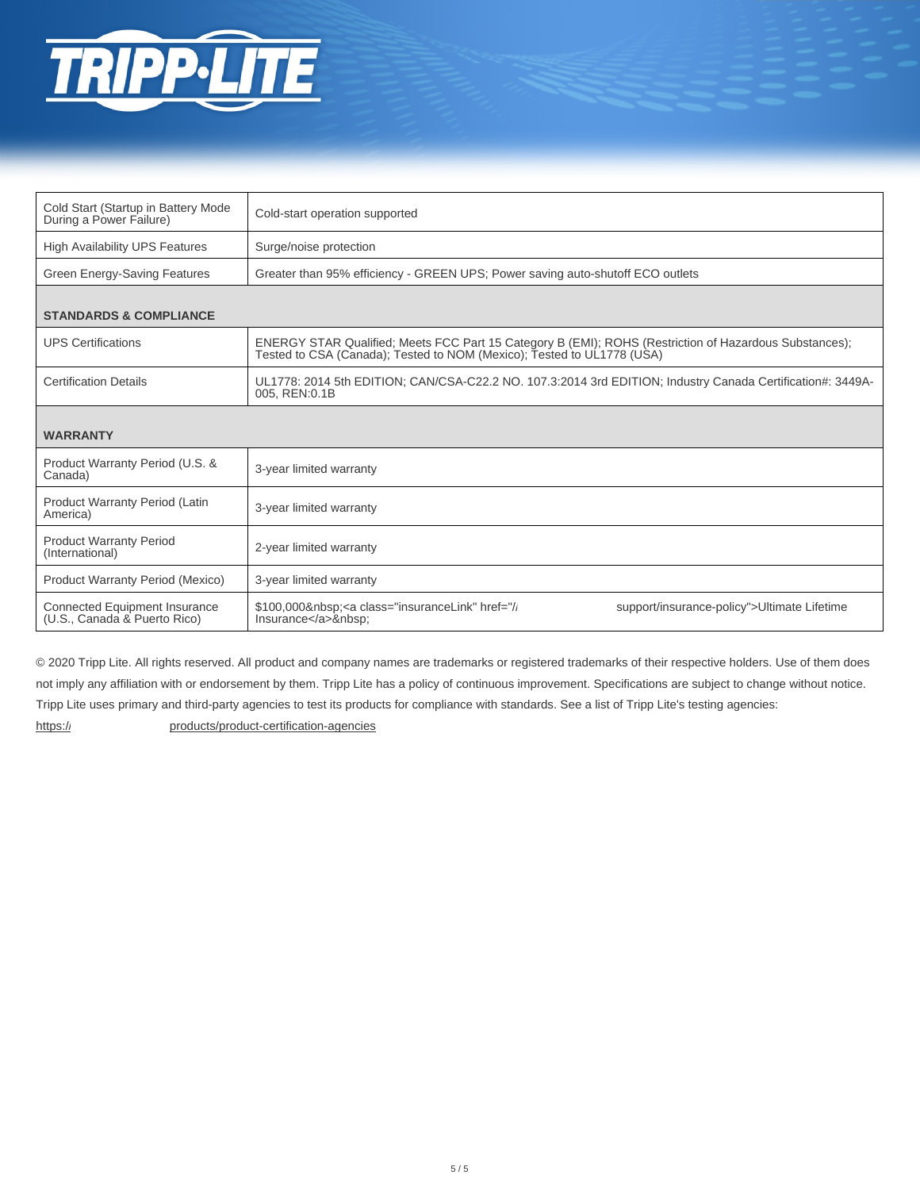| | |
|---|---|
| Cold Start (Startup in Battery Mode During a Power Failure) | Cold-start operation supported |
| High Availability UPS Features | Surge/noise protection |
| Green Energy-Saving Features | Greater than 95% efficiency - GREEN UPS; Power saving auto-shutoff ECO outlets |
| **STANDARDS & COMPLIANCE** | |
| UPS Certifications | ENERGY STAR Qualified; Meets FCC Part 15 Category B (EMI); ROHS (Restriction of Hazardous Substances); Tested to CSA (Canada); Tested to NOM (Mexico); Tested to UL1778 (USA) |
| Certification Details | UL1778: 2014 5th EDITION; CAN/CSA-C22.2 NO. 107.3:2014 3rd EDITION; Industry Canada Certification#: 3449A-005, REN:0.1B |
| **WARRANTY** | |
| Product Warranty Period (U.S. & Canada) | 3-year limited warranty |
| Product Warranty Period (Latin America) | 3-year limited warranty |
| Product Warranty Period (International) | 2-year limited warranty |
| Product Warranty Period (Mexico) | 3-year limited warranty |
| Connected Equipment Insurance (U.S., Canada & Puerto Rico) | $100,000&nbsp;<a class="insuranceLink" href="// support/insurance-policy">Ultimate Lifetime Insurance</a>&nbsp; |

© 2020 Tripp Lite. All rights reserved. All product and company names are trademarks or registered trademarks of their respective holders. Use of them does not imply any affiliation with or endorsement by them. Tripp Lite has a policy of continuous improvement. Specifications are subject to change without notice. Tripp Lite uses primary and third-party agencies to test its products for compliance with standards. See a list of Tripp Lite's testing agencies: https:// products/product-certification-agencies